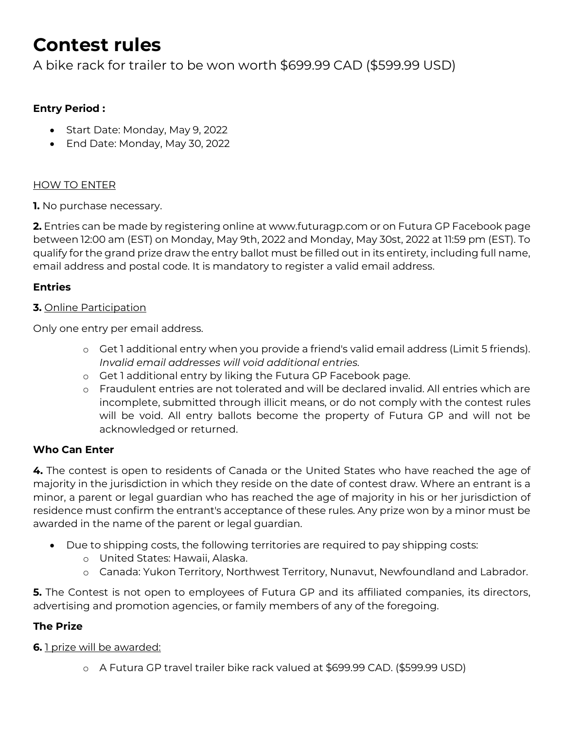# Contest rules

A bike rack for trailer to be won worth $699.99 CAD ($599.99 USD)

**Entry Period :**

- Start Date: Monday, May 9, 2022
- End Date: Monday, May 30, 2022

HOW TO ENTER

**1.** No purchase necessary.

**2.** Entries can be made by registering online at www.futuragp.com or on Futura GP Facebook page between 12:00 am (EST) on Monday, May 9th, 2022 and Monday, May 30st, 2022 at 11:59 pm (EST). To qualify for the grand prize draw the entry ballot must be filled out in its entirety, including full name, email address and postal code. It is mandatory to register a valid email address.

**Entries**

**3.** Online Participation

Only one entry per email address.

- Get 1 additional entry when you provide a friend's valid email address (Limit 5 friends). *Invalid email addresses will void additional entries.*
- Get 1 additional entry by liking the Futura GP Facebook page.
- Fraudulent entries are not tolerated and will be declared invalid. All entries which are incomplete, submitted through illicit means, or do not comply with the contest rules will be void. All entry ballots become the property of Futura GP and will not be acknowledged or returned.

**Who Can Enter**

**4.** The contest is open to residents of Canada or the United States who have reached the age of majority in the jurisdiction in which they reside on the date of contest draw. Where an entrant is a minor, a parent or legal guardian who has reached the age of majority in his or her jurisdiction of residence must confirm the entrant's acceptance of these rules. Any prize won by a minor must be awarded in the name of the parent or legal guardian.

- Due to shipping costs, the following territories are required to pay shipping costs:
  - United States: Hawaii, Alaska.
  - Canada: Yukon Territory, Northwest Territory, Nunavut, Newfoundland and Labrador.

**5.** The Contest is not open to employees of Futura GP and its affiliated companies, its directors, advertising and promotion agencies, or family members of any of the foregoing.

**The Prize**

**6.** 1 prize will be awarded:

- A Futura GP travel trailer bike rack valued at $699.99 CAD. ($599.99 USD)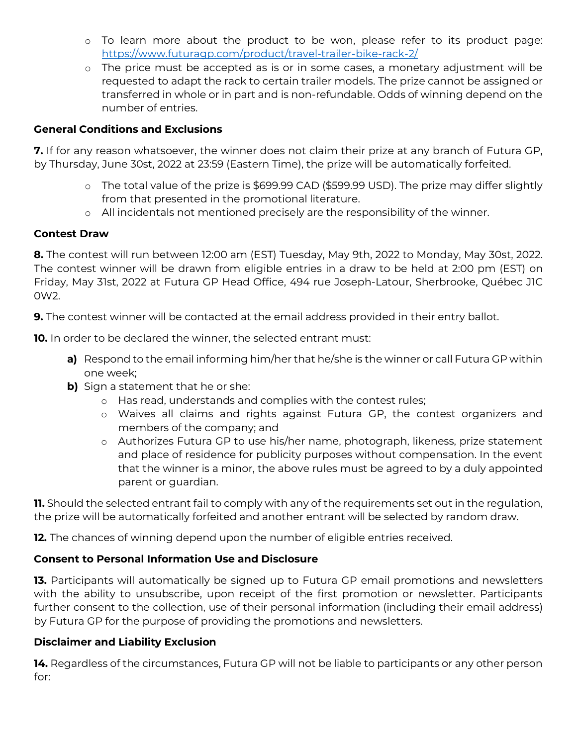- To learn more about the product to be won, please refer to its product page: [https://www.futuragp.com/product/travel-trailer-bike-rack-2/](https://www.futuragp.com/product/travel-trailer-bike-rack-2/)
- The price must be accepted as is or in some cases, a monetary adjustment will be requested to adapt the rack to certain trailer models. The prize cannot be assigned or transferred in whole or in part and is non-refundable. Odds of winning depend on the number of entries.

**General Conditions and Exclusions**

**7.** If for any reason whatsoever, the winner does not claim their prize at any branch of Futura GP, by Thursday, June 30st, 2022 at 23:59 (Eastern Time), the prize will be automatically forfeited.

- The total value of the prize is $699.99 CAD ($599.99 USD). The prize may differ slightly from that presented in the promotional literature.
- All incidentals not mentioned precisely are the responsibility of the winner.

**Contest Draw**

**8.** The contest will run between 12:00 am (EST) Tuesday, May 9th, 2022 to Monday, May 30st, 2022. The contest winner will be drawn from eligible entries in a draw to be held at 2:00 pm (EST) on Friday, May 31st, 2022 at Futura GP Head Office, 494 rue Joseph-Latour, Sherbrooke, Québec J1C 0W2.

**9.** The contest winner will be contacted at the email address provided in their entry ballot.

**10.** In order to be declared the winner, the selected entrant must:

**a)** Respond to the email informing him/her that he/she is the winner or call Futura GP within one week;

**b)** Sign a statement that he or she:

- Has read, understands and complies with the contest rules;
- Waives all claims and rights against Futura GP, the contest organizers and members of the company; and
- Authorizes Futura GP to use his/her name, photograph, likeness, prize statement and place of residence for publicity purposes without compensation. In the event that the winner is a minor, the above rules must be agreed to by a duly appointed parent or guardian.

**11.** Should the selected entrant fail to comply with any of the requirements set out in the regulation, the prize will be automatically forfeited and another entrant will be selected by random draw.

**12.** The chances of winning depend upon the number of eligible entries received.

**Consent to Personal Information Use and Disclosure**

**13.** Participants will automatically be signed up to Futura GP email promotions and newsletters with the ability to unsubscribe, upon receipt of the first promotion or newsletter. Participants further consent to the collection, use of their personal information (including their email address) by Futura GP for the purpose of providing the promotions and newsletters.

**Disclaimer and Liability Exclusion**

**14.** Regardless of the circumstances, Futura GP will not be liable to participants or any other person for: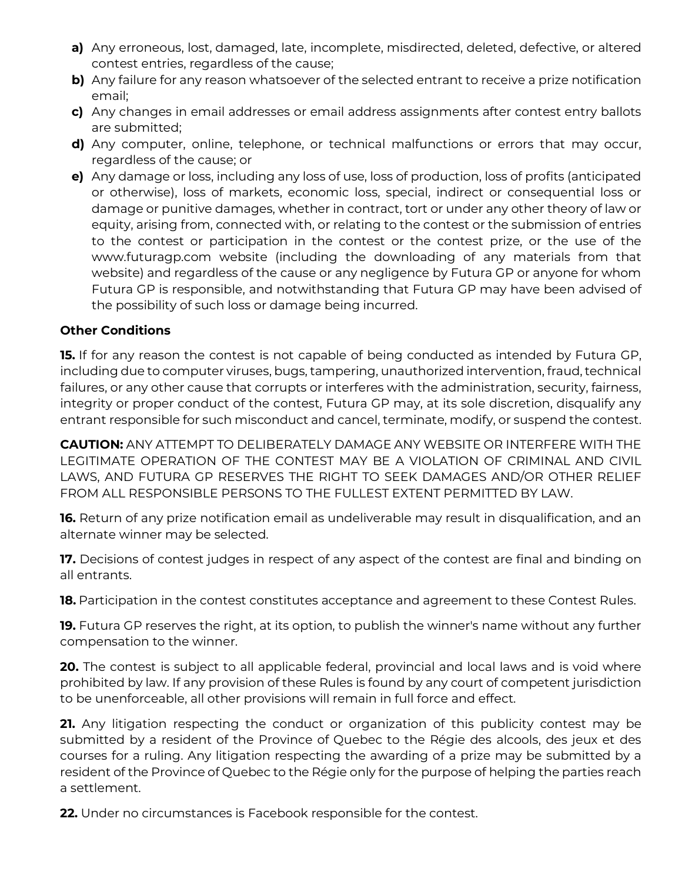- **a)** Any erroneous, lost, damaged, late, incomplete, misdirected, deleted, defective, or altered contest entries, regardless of the cause;
- **b)** Any failure for any reason whatsoever of the selected entrant to receive a prize notification email;
- **c)** Any changes in email addresses or email address assignments after contest entry ballots are submitted;
- **d)** Any computer, online, telephone, or technical malfunctions or errors that may occur, regardless of the cause; or
- **e)** Any damage or loss, including any loss of use, loss of production, loss of profits (anticipated or otherwise), loss of markets, economic loss, special, indirect or consequential loss or damage or punitive damages, whether in contract, tort or under any other theory of law or equity, arising from, connected with, or relating to the contest or the submission of entries to the contest or participation in the contest or the contest prize, or the use of the www.futuragp.com website (including the downloading of any materials from that website) and regardless of the cause or any negligence by Futura GP or anyone for whom Futura GP is responsible, and notwithstanding that Futura GP may have been advised of the possibility of such loss or damage being incurred.

**Other Conditions**

**15.** If for any reason the contest is not capable of being conducted as intended by Futura GP, including due to computer viruses, bugs, tampering, unauthorized intervention, fraud, technical failures, or any other cause that corrupts or interferes with the administration, security, fairness, integrity or proper conduct of the contest, Futura GP may, at its sole discretion, disqualify any entrant responsible for such misconduct and cancel, terminate, modify, or suspend the contest.

**CAUTION:** ANY ATTEMPT TO DELIBERATELY DAMAGE ANY WEBSITE OR INTERFERE WITH THE LEGITIMATE OPERATION OF THE CONTEST MAY BE A VIOLATION OF CRIMINAL AND CIVIL LAWS, AND FUTURA GP RESERVES THE RIGHT TO SEEK DAMAGES AND/OR OTHER RELIEF FROM ALL RESPONSIBLE PERSONS TO THE FULLEST EXTENT PERMITTED BY LAW.

**16.** Return of any prize notification email as undeliverable may result in disqualification, and an alternate winner may be selected.

**17.** Decisions of contest judges in respect of any aspect of the contest are final and binding on all entrants.

**18.** Participation in the contest constitutes acceptance and agreement to these Contest Rules.

**19.** Futura GP reserves the right, at its option, to publish the winner's name without any further compensation to the winner.

**20.** The contest is subject to all applicable federal, provincial and local laws and is void where prohibited by law. If any provision of these Rules is found by any court of competent jurisdiction to be unenforceable, all other provisions will remain in full force and effect.

**21.** Any litigation respecting the conduct or organization of this publicity contest may be submitted by a resident of the Province of Quebec to the Régie des alcools, des jeux et des courses for a ruling. Any litigation respecting the awarding of a prize may be submitted by a resident of the Province of Quebec to the Régie only for the purpose of helping the parties reach a settlement.

**22.** Under no circumstances is Facebook responsible for the contest.